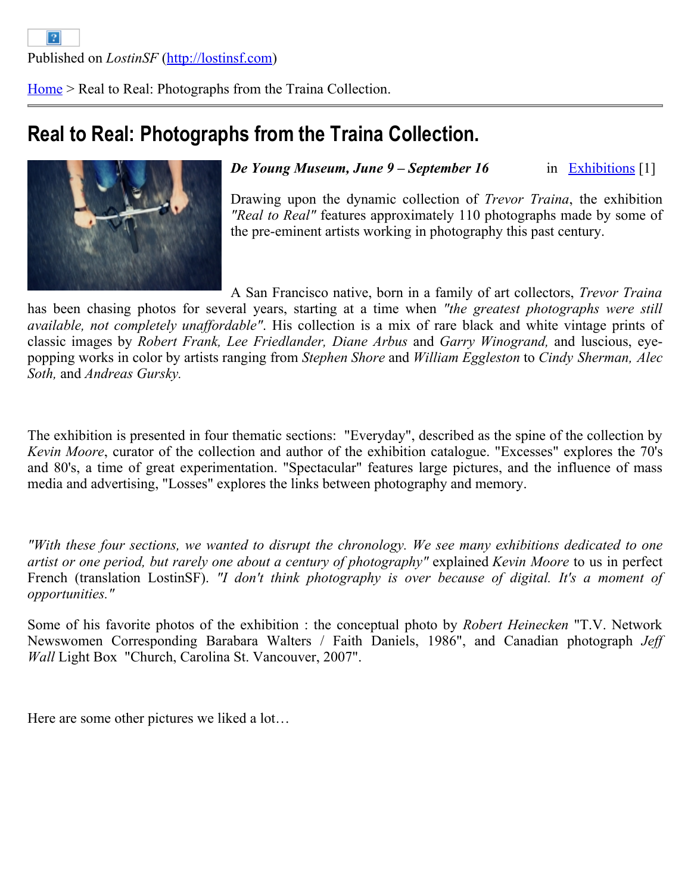Published on *LostinSF* (http://lostinsf.com)

Home > Real to Real: Photographs from the Traina Collection.

# Real to Real: Photographs from the Traina Collection.

***De Young Museum, June 9 – September 16*** in Exhibitions [1]

Drawing upon the dynamic collection of *Trevor Traina*, the exhibition *"Real to Real"* features approximately 110 photographs made by some of the pre-eminent artists working in photography this past century.

A San Francisco native, born in a family of art collectors, *Trevor Traina* has been chasing photos for several years, starting at a time when *"the greatest photographs were still available, not completely unaffordable"*. His collection is a mix of rare black and white vintage prints of classic images by *Robert Frank, Lee Friedlander, Diane Arbus* and *Garry Winogrand,* and luscious, eye-popping works in color by artists ranging from *Stephen Shore* and *William Eggleston* to *Cindy Sherman, Alec Soth,* and *Andreas Gursky.*

The exhibition is presented in four thematic sections: "Everyday", described as the spine of the collection by *Kevin Moore*, curator of the collection and author of the exhibition catalogue. "Excesses" explores the 70's and 80's, a time of great experimentation. "Spectacular" features large pictures, and the influence of mass media and advertising, "Losses" explores the links between photography and memory.

*"With these four sections, we wanted to disrupt the chronology. We see many exhibitions dedicated to one artist or one period, but rarely one about a century of photography"* explained *Kevin Moore* to us in perfect French (translation LostinSF). *"I don't think photography is over because of digital. It's a moment of opportunities."*

Some of his favorite photos of the exhibition : the conceptual photo by *Robert Heinecken* "T.V. Network Newswomen Corresponding Barabara Walters / Faith Daniels, 1986", and Canadian photograph *Jeff Wall* Light Box "Church, Carolina St. Vancouver, 2007".

Here are some other pictures we liked a lot…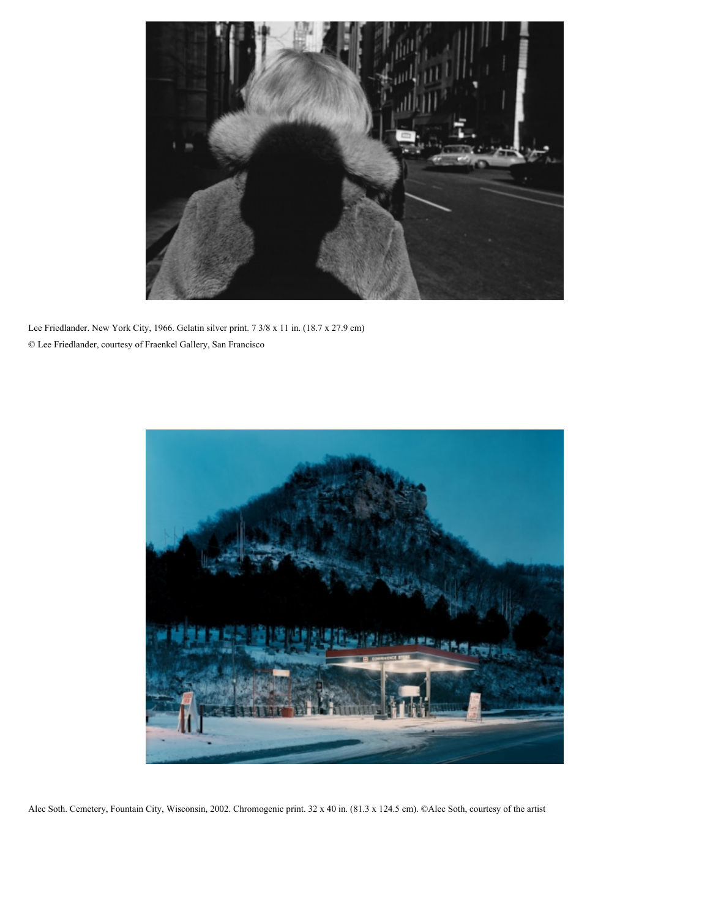Lee Friedlander. New York City, 1966. Gelatin silver print. 7 3/8 x 11 in. (18.7 x 27.9 cm)
© Lee Friedlander, courtesy of Fraenkel Gallery, San Francisco

Alec Soth. Cemetery, Fountain City, Wisconsin, 2002. Chromogenic print. 32 x 40 in. (81.3 x 124.5 cm). ©Alec Soth, courtesy of the artist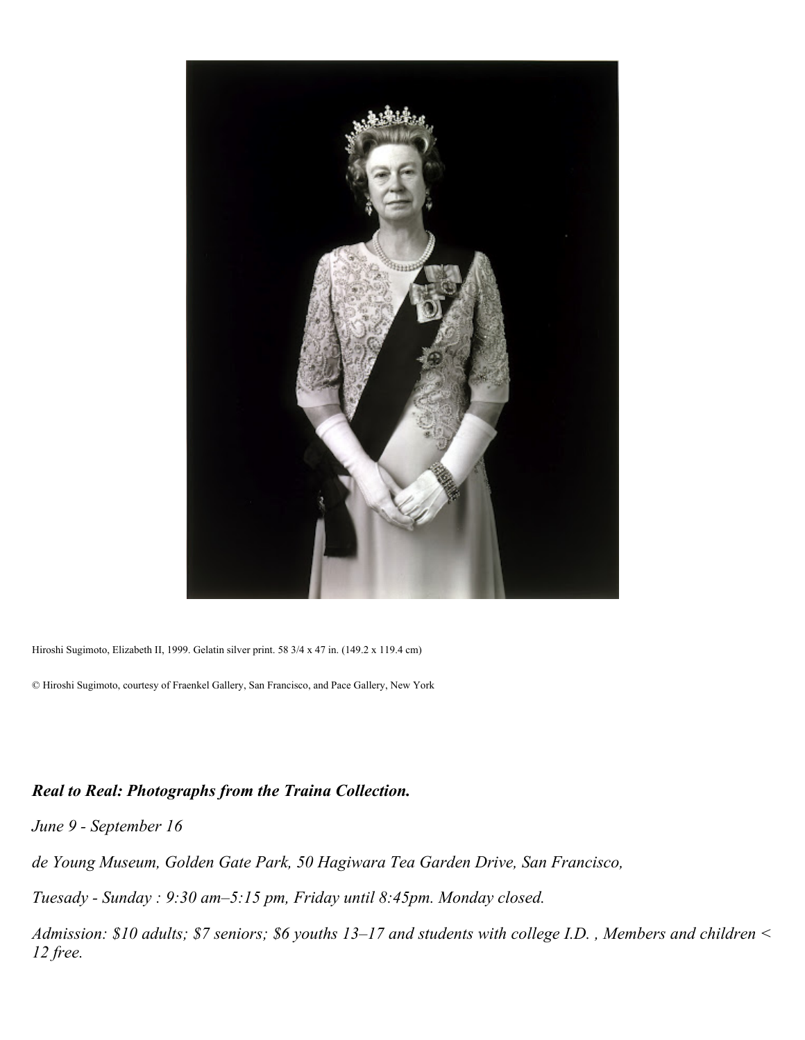Hiroshi Sugimoto, Elizabeth II, 1999. Gelatin silver print. 58 3/4 x 47 in. (149.2 x 119.4 cm)

© Hiroshi Sugimoto, courtesy of Fraenkel Gallery, San Francisco, and Pace Gallery, New York

***Real to Real: Photographs from the Traina Collection.***

*June 9 - September 16*

*de Young Museum, Golden Gate Park, 50 Hagiwara Tea Garden Drive, San Francisco,*

*Tuesady - Sunday : 9:30 am–5:15 pm, Friday until 8:45pm. Monday closed.*

*Admission: $10 adults; $7 seniors; $6 youths 13–17 and students with college I.D. , Members and children < 12 free.*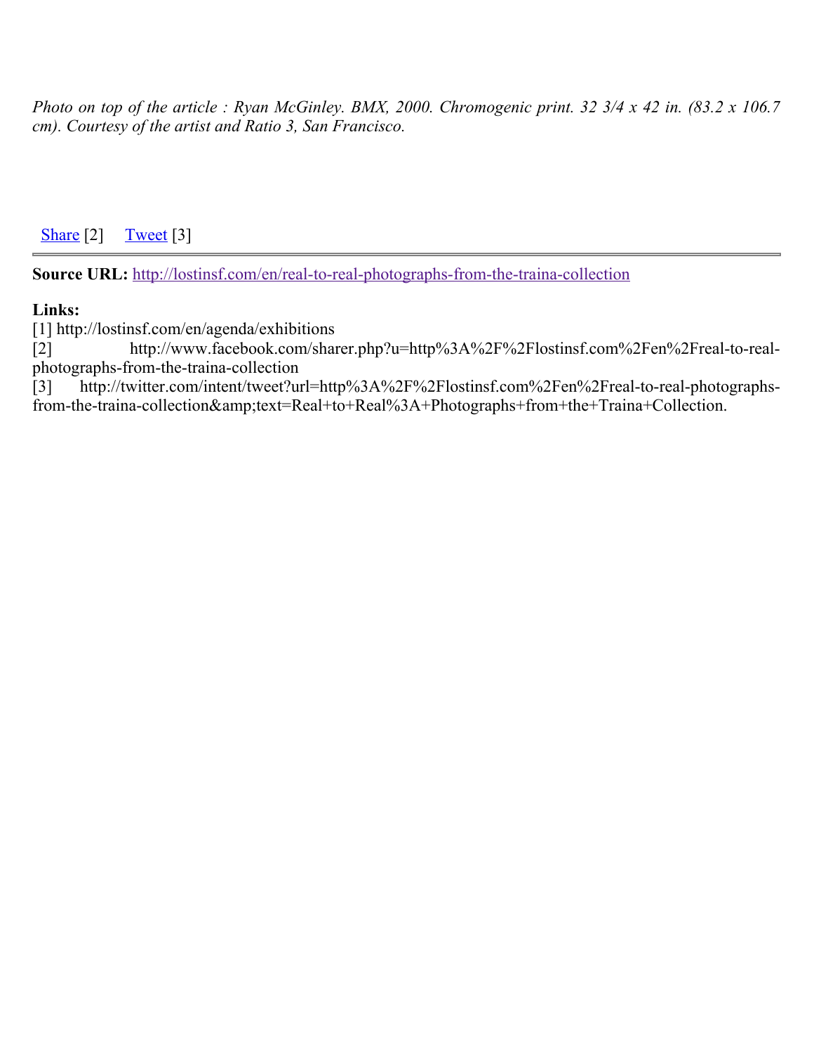*Photo on top of the article : Ryan McGinley. BMX, 2000. Chromogenic print. 32 3/4 x 42 in. (83.2 x 106.7 cm). Courtesy of the artist and Ratio 3, San Francisco.*

Share [2] Tweet [3]

---

**Source URL:** http://lostinsf.com/en/real-to-real-photographs-from-the-traina-collection

**Links:**
[1] http://lostinsf.com/en/agenda/exhibitions
[2] http://www.facebook.com/sharer.php?u=http%3A%2F%2Flostinsf.com%2Fen%2Freal-to-real-photographs-from-the-traina-collection
[3] http://twitter.com/intent/tweet?url=http%3A%2F%2Flostinsf.com%2Fen%2Freal-to-real-photographs-from-the-traina-collection&amp;text=Real+to+Real%3A+Photographs+from+the+Traina+Collection.